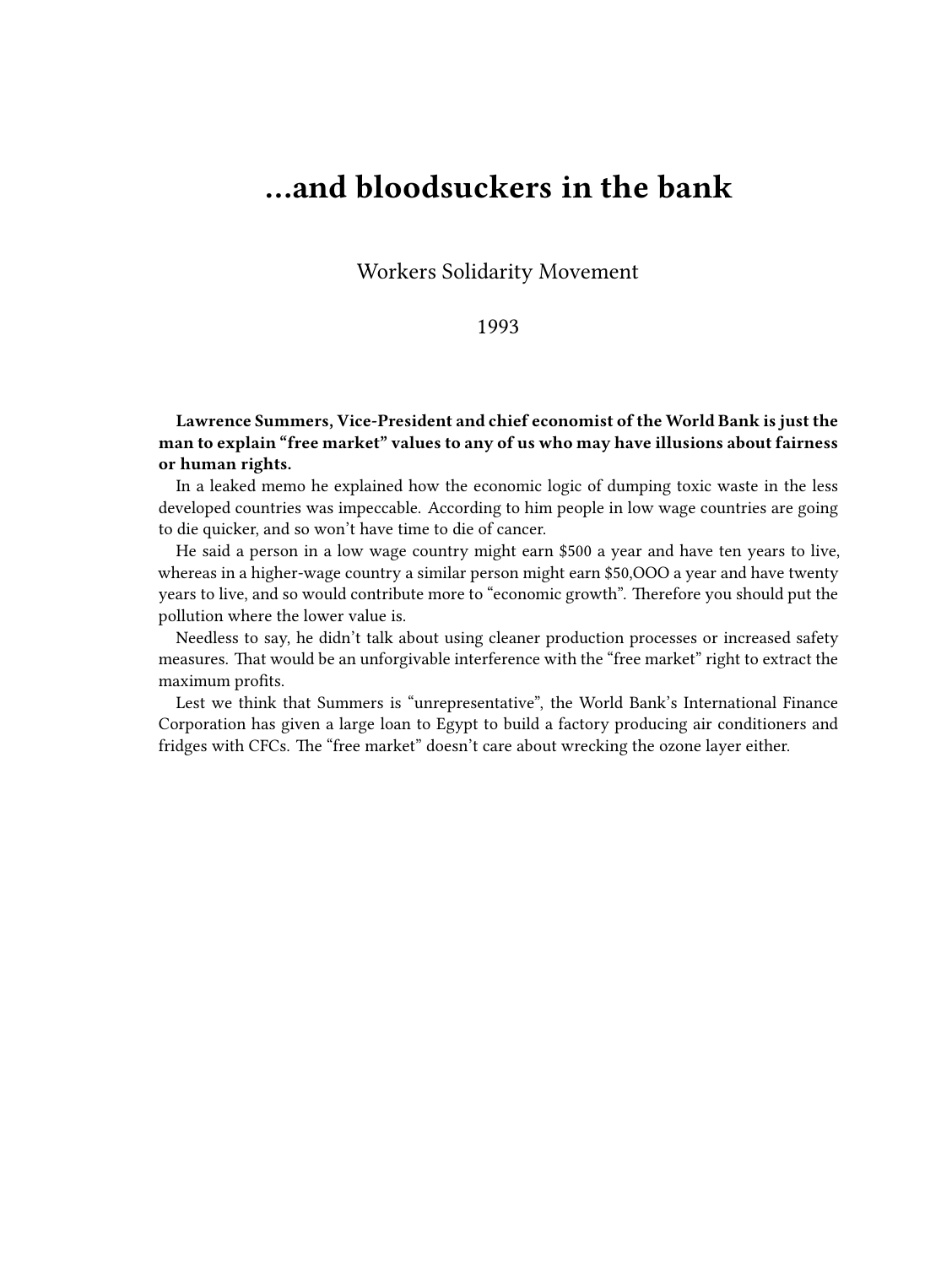# …and bloodsuckers in the bank

Workers Solidarity Movement

1993

**Lawrence Summers, Vice-President and chief economist of the World Bank is just the man to explain "free market" values to any of us who may have illusions about fairness or human rights.**

In a leaked memo he explained how the economic logic of dumping toxic waste in the less developed countries was impeccable. According to him people in low wage countries are going to die quicker, and so won't have time to die of cancer.

He said a person in a low wage country might earn $500 a year and have ten years to live, whereas in a higher-wage country a similar person might earn $50,OOO a year and have twenty years to live, and so would contribute more to "economic growth". Therefore you should put the pollution where the lower value is.

Needless to say, he didn't talk about using cleaner production processes or increased safety measures. That would be an unforgivable interference with the "free market" right to extract the maximum profits.

Lest we think that Summers is "unrepresentative", the World Bank's International Finance Corporation has given a large loan to Egypt to build a factory producing air conditioners and fridges with CFCs. The "free market" doesn't care about wrecking the ozone layer either.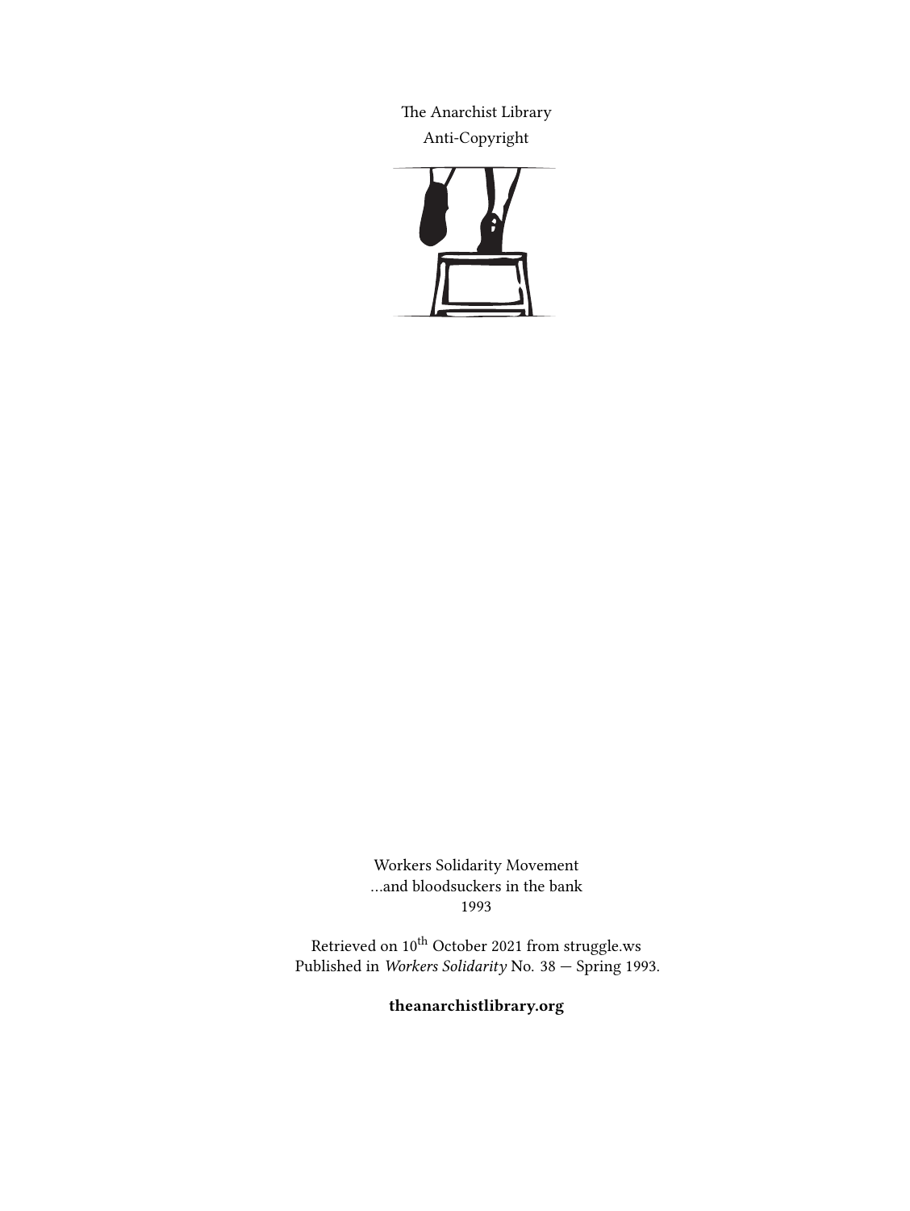The Anarchist Library
Anti-Copyright

Workers Solidarity Movement
...and bloodsuckers in the bank
1993

Retrieved on 10th October 2021 from struggle.ws
Published in *Workers Solidarity* No. 38 — Spring 1993.

**theanarchistlibrary.org**